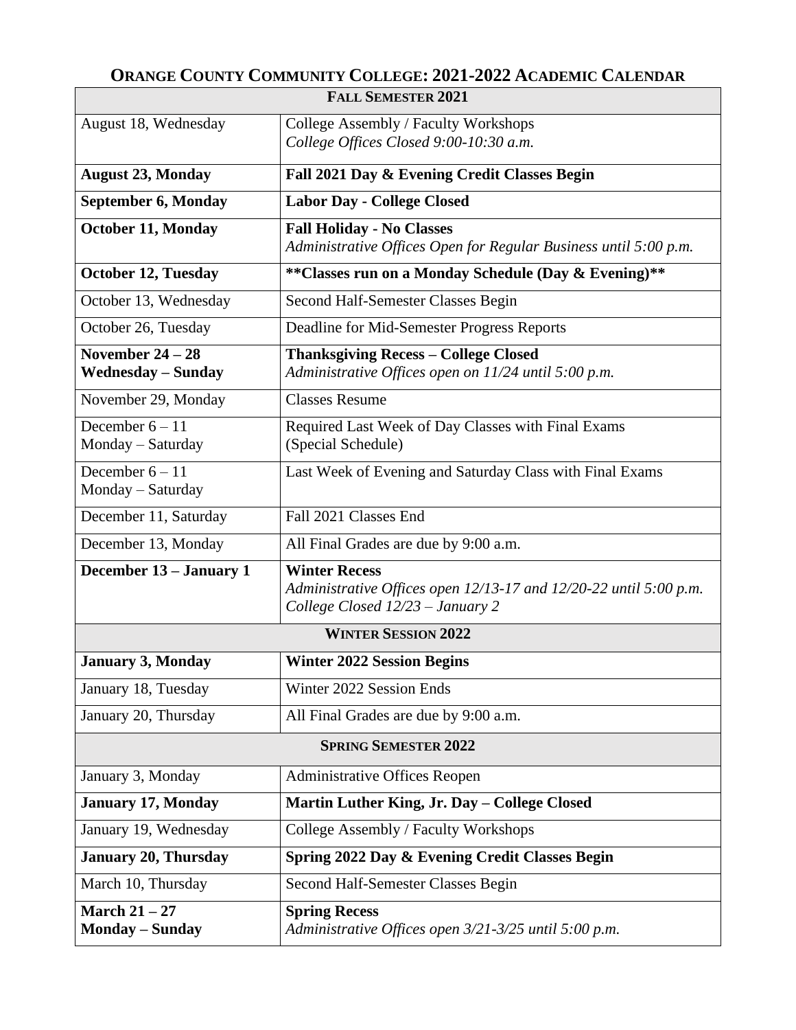# Orange County Community College: 2021-2022 Academic Calendar

| **Fall Semester 2021** | |
|---|---|
| August 18, Wednesday | College Assembly / Faculty Workshops<br>*College Offices Closed 9:00-10:30 a.m.* |
| **August 23, Monday** | **Fall 2021 Day & Evening Credit Classes Begin** |
| **September 6, Monday** | **Labor Day - College Closed** |
| **October 11, Monday** | **Fall Holiday - No Classes**<br>*Administrative Offices Open for Regular Business until 5:00 p.m.* |
| **October 12, Tuesday** | **\*\*Classes run on a Monday Schedule (Day & Evening)\*\*** |
| October 13, Wednesday | Second Half-Semester Classes Begin |
| October 26, Tuesday | Deadline for Mid-Semester Progress Reports |
| **November 24 – 28**<br>**Wednesday – Sunday** | **Thanksgiving Recess – College Closed**<br>*Administrative Offices open on 11/24 until 5:00 p.m.* |
| November 29, Monday | Classes Resume |
| December 6 – 11<br>Monday – Saturday | Required Last Week of Day Classes with Final Exams<br>(Special Schedule) |
| December 6 – 11<br>Monday – Saturday | Last Week of Evening and Saturday Class with Final Exams |
| December 11, Saturday | Fall 2021 Classes End |
| December 13, Monday | All Final Grades are due by 9:00 a.m. |
| **December 13 – January 1** | **Winter Recess**<br>*Administrative Offices open 12/13-17 and 12/20-22 until 5:00 p.m.*<br>*College Closed 12/23 – January 2* |
| **Winter Session 2022** | |
| **January 3, Monday** | **Winter 2022 Session Begins** |
| January 18, Tuesday | Winter 2022 Session Ends |
| January 20, Thursday | All Final Grades are due by 9:00 a.m. |
| **Spring Semester 2022** | |
| January 3, Monday | Administrative Offices Reopen |
| **January 17, Monday** | **Martin Luther King, Jr. Day – College Closed** |
| January 19, Wednesday | College Assembly / Faculty Workshops |
| **January 20, Thursday** | **Spring 2022 Day & Evening Credit Classes Begin** |
| March 10, Thursday | Second Half-Semester Classes Begin |
| **March 21 – 27**<br>**Monday – Sunday** | **Spring Recess**<br>*Administrative Offices open 3/21-3/25 until 5:00 p.m.* |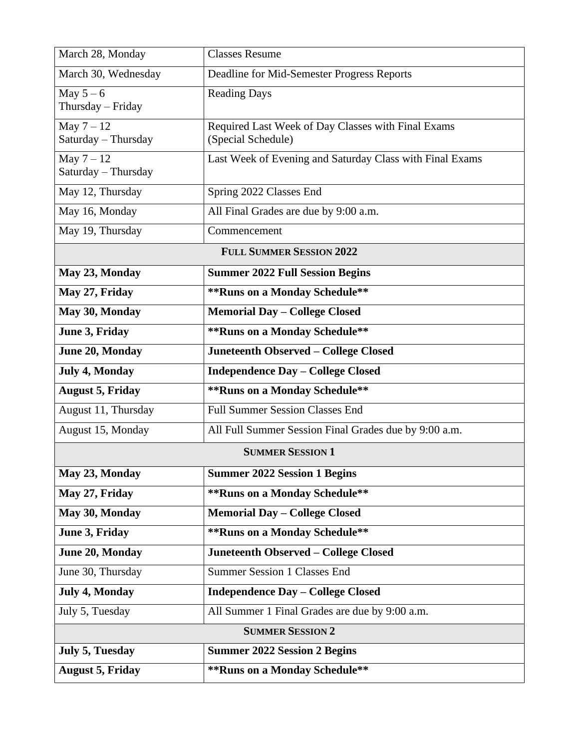| | |
|---|---|
| March 28, Monday | Classes Resume |
| March 30, Wednesday | Deadline for Mid-Semester Progress Reports |
| May 5 – 6<br>Thursday – Friday | Reading Days |
| May 7 – 12<br>Saturday – Thursday | Required Last Week of Day Classes with Final Exams (Special Schedule) |
| May 7 – 12<br>Saturday – Thursday | Last Week of Evening and Saturday Class with Final Exams |
| May 12, Thursday | Spring 2022 Classes End |
| May 16, Monday | All Final Grades are due by 9:00 a.m. |
| May 19, Thursday | Commencement |
| **FULL SUMMER SESSION 2022** | |
| **May 23, Monday** | **Summer 2022 Full Session Begins** |
| **May 27, Friday** | **\*\*Runs on a Monday Schedule\*\*** |
| **May 30, Monday** | **Memorial Day – College Closed** |
| **June 3, Friday** | **\*\*Runs on a Monday Schedule\*\*** |
| **June 20, Monday** | **Juneteenth Observed – College Closed** |
| **July 4, Monday** | **Independence Day – College Closed** |
| **August 5, Friday** | **\*\*Runs on a Monday Schedule\*\*** |
| August 11, Thursday | Full Summer Session Classes End |
| August 15, Monday | All Full Summer Session Final Grades due by 9:00 a.m. |
| **SUMMER SESSION 1** | |
| **May 23, Monday** | **Summer 2022 Session 1 Begins** |
| **May 27, Friday** | **\*\*Runs on a Monday Schedule\*\*** |
| **May 30, Monday** | **Memorial Day – College Closed** |
| **June 3, Friday** | **\*\*Runs on a Monday Schedule\*\*** |
| **June 20, Monday** | **Juneteenth Observed – College Closed** |
| June 30, Thursday | Summer Session 1 Classes End |
| **July 4, Monday** | **Independence Day – College Closed** |
| July 5, Tuesday | All Summer 1 Final Grades are due by 9:00 a.m. |
| **SUMMER SESSION 2** | |
| **July 5, Tuesday** | **Summer 2022 Session 2 Begins** |
| **August 5, Friday** | **\*\*Runs on a Monday Schedule\*\*** |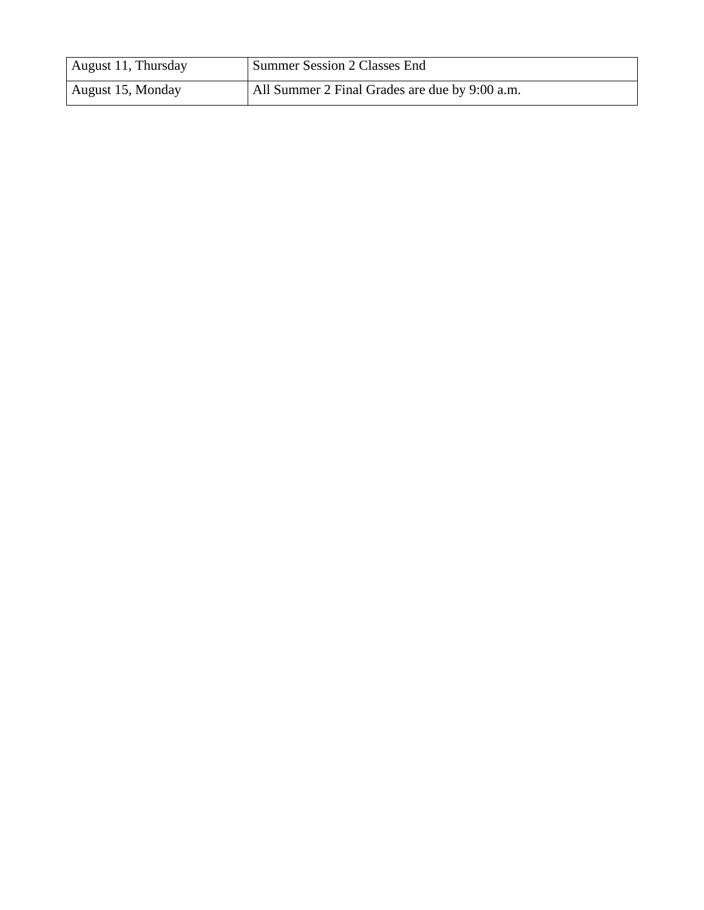| | |
|---|---|
| August 11, Thursday | Summer Session 2 Classes End |
| August 15, Monday | All Summer 2 Final Grades are due by 9:00 a.m. |